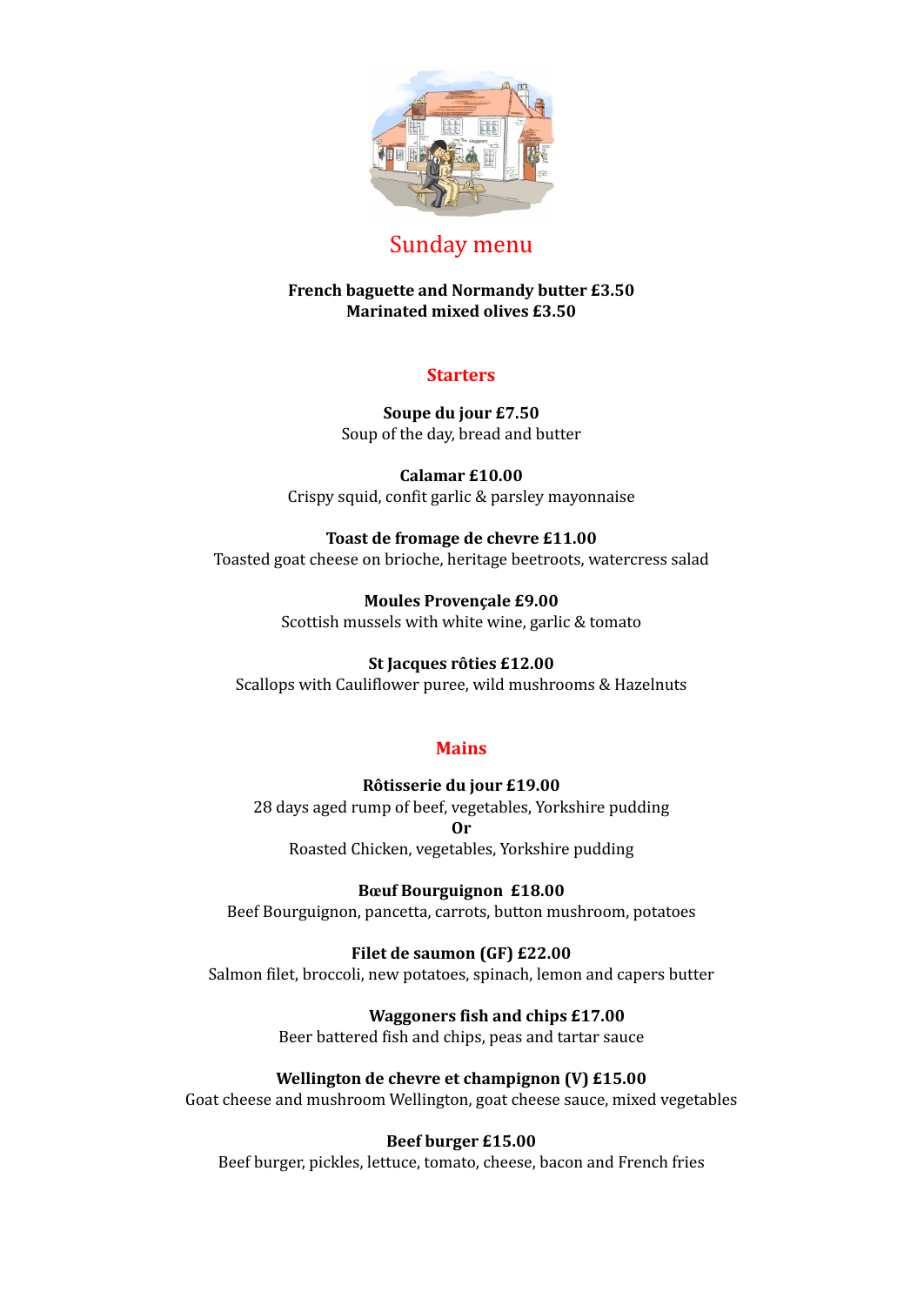# Sunday menu

**French baguette and Normandy butter £3.50**
**Marinated mixed olives £3.50**

## Starters

**Soupe du jour £7.50**
Soup of the day, bread and butter

**Calamar £10.00**
Crispy squid, confit garlic & parsley mayonnaise

**Toast de fromage de chevre £11.00**
Toasted goat cheese on brioche, heritage beetroots, watercress salad

**Moules Provençale £9.00**
Scottish mussels with white wine, garlic & tomato

**St Jacques rôties £12.00**
Scallops with Cauliflower puree, wild mushrooms & Hazelnuts

## Mains

**Rôtisserie du jour £19.00**
28 days aged rump of beef, vegetables, Yorkshire pudding
**Or**
Roasted Chicken, vegetables, Yorkshire pudding

**Bœuf Bourguignon £18.00**
Beef Bourguignon, pancetta, carrots, button mushroom, potatoes

**Filet de saumon (GF) £22.00**
Salmon filet, broccoli, new potatoes, spinach, lemon and capers butter

**Waggoners fish and chips £17.00**
Beer battered fish and chips, peas and tartar sauce

**Wellington de chevre et champignon (V) £15.00**
Goat cheese and mushroom Wellington, goat cheese sauce, mixed vegetables

**Beef burger £15.00**
Beef burger, pickles, lettuce, tomato, cheese, bacon and French fries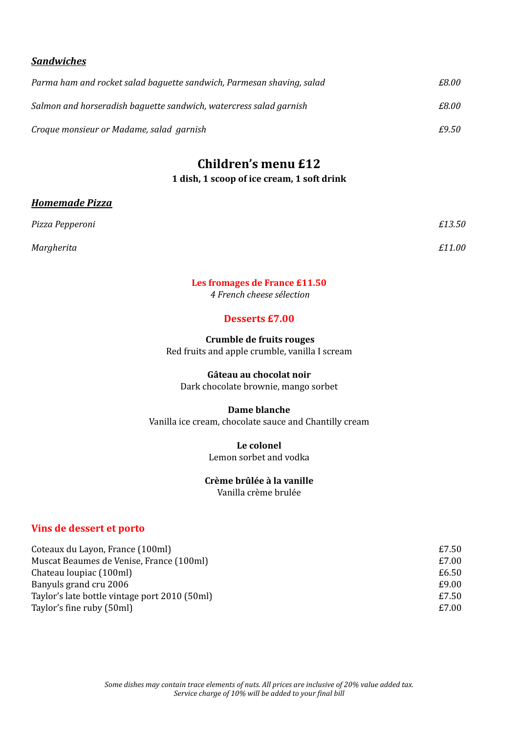***Sandwiches***

| | |
|---|---|
| *Parma ham and rocket salad baguette sandwich, Parmesan shaving, salad* | *£8.00* |
| *Salmon and horseradish baguette sandwich, watercress salad garnish* | *£8.00* |
| *Croque monsieur or Madame, salad garnish* | *£9.50* |

## Children's menu £12

**1 dish, 1 scoop of ice cream, 1 soft drink**

***Homemade Pizza***

| | |
|---|---|
| *Pizza Pepperoni* | *£13.50* |
| *Margherita* | *£11.00* |

**Les fromages de France £11.50**

*4 French cheese sélection*

**Desserts £7.00**

**Crumble de fruits rouges**
Red fruits and apple crumble, vanilla I scream

**Gâteau au chocolat noir**
Dark chocolate brownie, mango sorbet

**Dame blanche**
Vanilla ice cream, chocolate sauce and Chantilly cream

**Le colonel**
Lemon sorbet and vodka

**Crème brûlée à la vanille**
Vanilla crème brulée

**Vins de dessert et porto**

| | |
|---|---|
| Coteaux du Layon, France (100ml) | £7.50 |
| Muscat Beaumes de Venise, France (100ml) | £7.00 |
| Chateau loupiac (100ml) | £6.50 |
| Banyuls grand cru 2006 | £9.00 |
| Taylor's late bottle vintage port 2010 (50ml) | £7.50 |
| Taylor's fine ruby (50ml) | £7.00 |

*Some dishes may contain trace elements of nuts. All prices are inclusive of 20% value added tax.*
*Service charge of 10% will be added to your final bill*